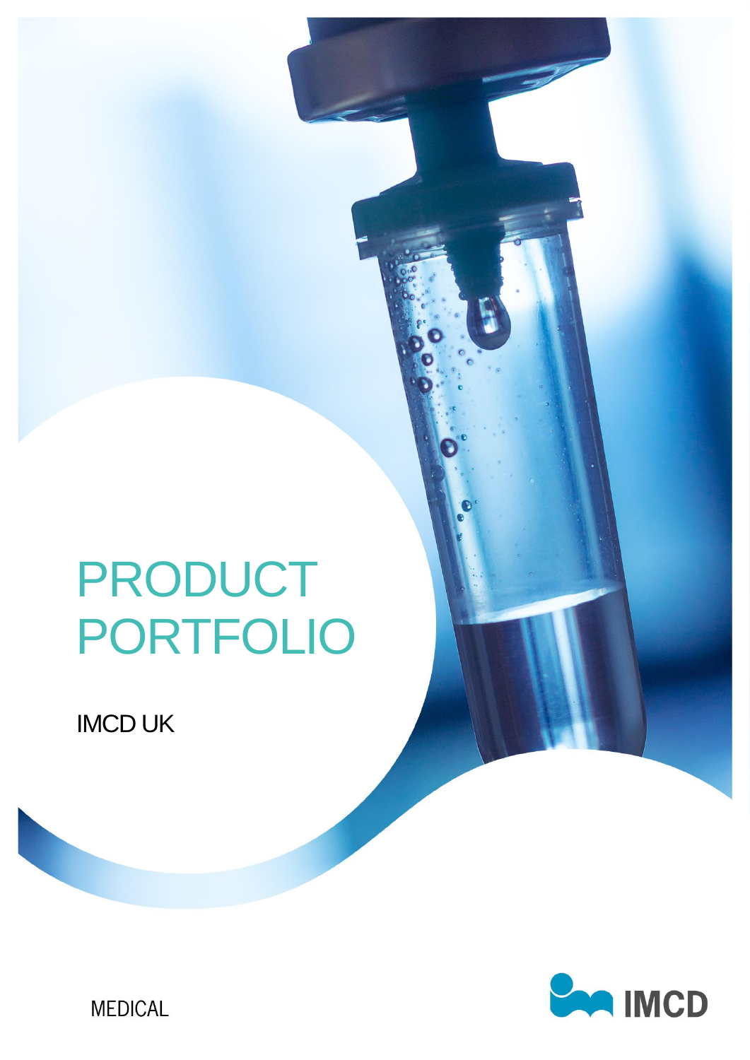# PRODUCT PORTFOLIO

IMCD UK

MEDICAL

IMCD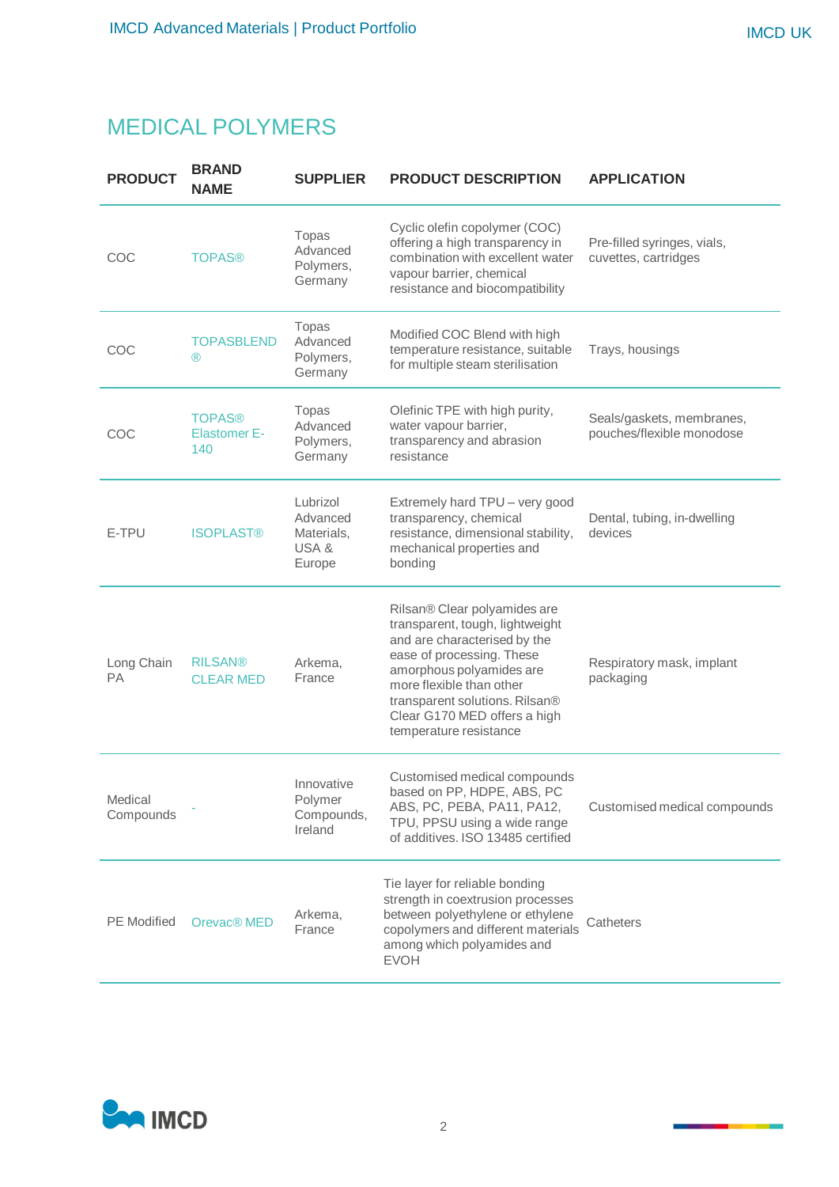# MEDICAL POLYMERS

| PRODUCT | BRAND NAME | SUPPLIER | PRODUCT DESCRIPTION | APPLICATION |
|---|---|---|---|---|
| COC | TOPAS® | Topas Advanced Polymers, Germany | Cyclic olefin copolymer (COC) offering a high transparency in combination with excellent water vapour barrier, chemical resistance and biocompatibility | Pre-filled syringes, vials, cuvettes, cartridges |
| COC | TOPASBLEND ® | Topas Advanced Polymers, Germany | Modified COC Blend with high temperature resistance, suitable for multiple steam sterilisation | Trays, housings |
| COC | TOPAS® Elastomer E-140 | Topas Advanced Polymers, Germany | Olefinic TPE with high purity, water vapour barrier, transparency and abrasion resistance | Seals/gaskets, membranes, pouches/flexible monodose |
| E-TPU | ISOPLAST® | Lubrizol Advanced Materials, USA & Europe | Extremely hard TPU – very good transparency, chemical resistance, dimensional stability, mechanical properties and bonding | Dental, tubing, in-dwelling devices |
| Long Chain PA | RILSAN® CLEAR MED | Arkema, France | Rilsan® Clear polyamides are transparent, tough, lightweight and are characterised by the ease of processing. These amorphous polyamides are more flexible than other transparent solutions. Rilsan® Clear G170 MED offers a high temperature resistance | Respiratory mask, implant packaging |
| Medical Compounds | - | Innovative Polymer Compounds, Ireland | Customised medical compounds based on PP, HDPE, ABS, PC ABS, PC, PEBA, PA11, PA12, TPU, PPSU using a wide range of additives. ISO 13485 certified | Customised medical compounds |
| PE Modified | Orevac® MED | Arkema, France | Tie layer for reliable bonding strength in coextrusion processes between polyethylene or ethylene copolymers and different materials among which polyamides and EVOH | Catheters |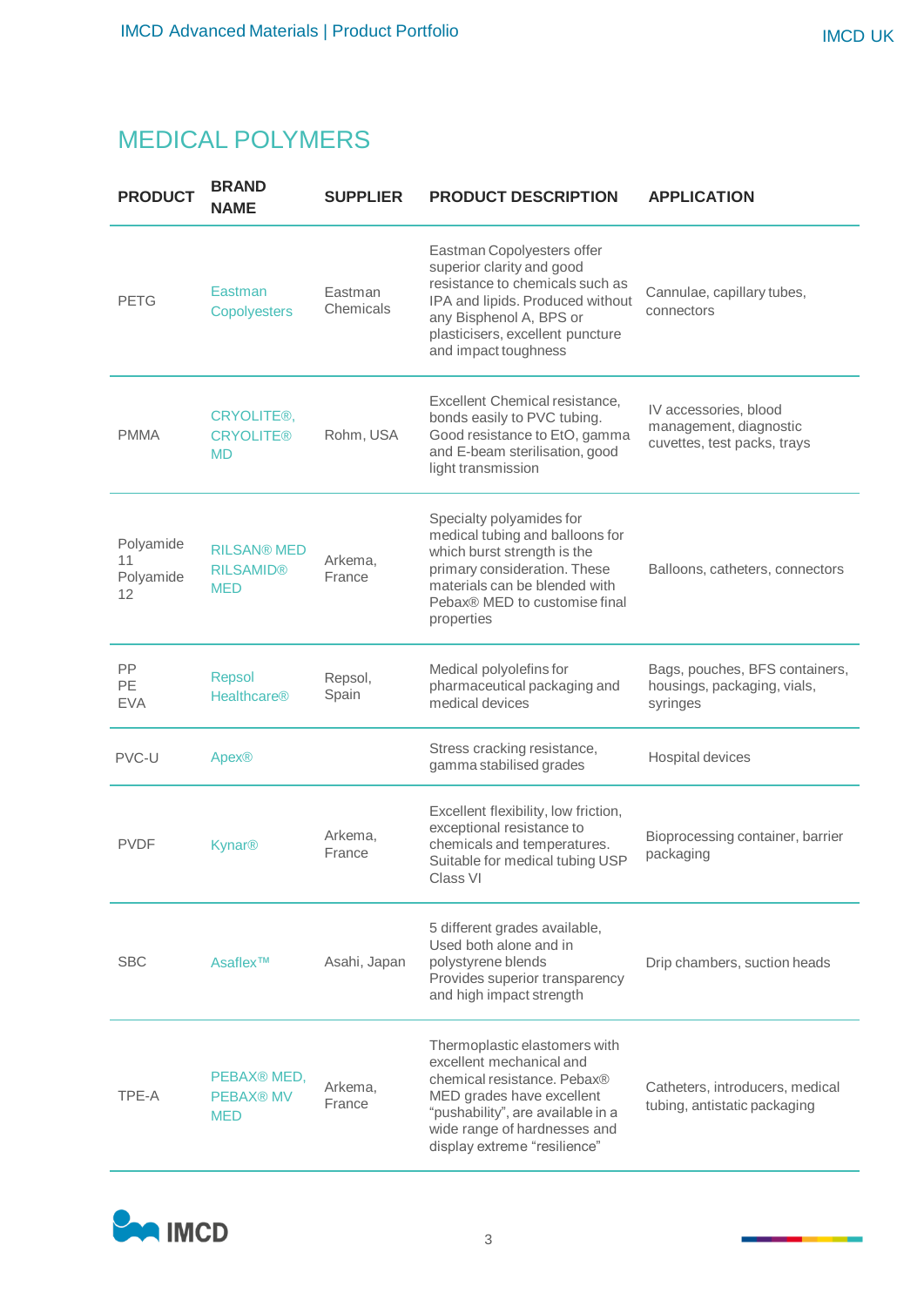# MEDICAL POLYMERS

| PRODUCT | BRAND NAME | SUPPLIER | PRODUCT DESCRIPTION | APPLICATION |
|---|---|---|---|---|
| PETG | Eastman Copolyesters | Eastman Chemicals | Eastman Copolyesters offer superior clarity and good resistance to chemicals such as IPA and lipids. Produced without any Bisphenol A, BPS or plasticisers, excellent puncture and impact toughness | Cannulae, capillary tubes, connectors |
| PMMA | CRYOLITE®, CRYOLITE® MD | Rohm, USA | Excellent Chemical resistance, bonds easily to PVC tubing. Good resistance to EtO, gamma and E-beam sterilisation, good light transmission | IV accessories, blood management, diagnostic cuvettes, test packs, trays |
| Polyamide 11 Polyamide 12 | RILSAN® MED RILSAMID® MED | Arkema, France | Specialty polyamides for medical tubing and balloons for which burst strength is the primary consideration. These materials can be blended with Pebax® MED to customise final properties | Balloons, catheters, connectors |
| PP PE EVA | Repsol Healthcare® | Repsol, Spain | Medical polyolefins for pharmaceutical packaging and medical devices | Bags, pouches, BFS containers, housings, packaging, vials, syringes |
| PVC-U | Apex® | | Stress cracking resistance, gamma stabilised grades | Hospital devices |
| PVDF | Kynar® | Arkema, France | Excellent flexibility, low friction, exceptional resistance to chemicals and temperatures. Suitable for medical tubing USP Class VI | Bioprocessing container, barrier packaging |
| SBC | Asaflex™ | Asahi, Japan | 5 different grades available, Used both alone and in polystyrene blends Provides superior transparency and high impact strength | Drip chambers, suction heads |
| TPE-A | PEBAX® MED, PEBAX® MV MED | Arkema, France | Thermoplastic elastomers with excellent mechanical and chemical resistance. Pebax® MED grades have excellent “pushability”, are available in a wide range of hardnesses and display extreme “resilience” | Catheters, introducers, medical tubing, antistatic packaging |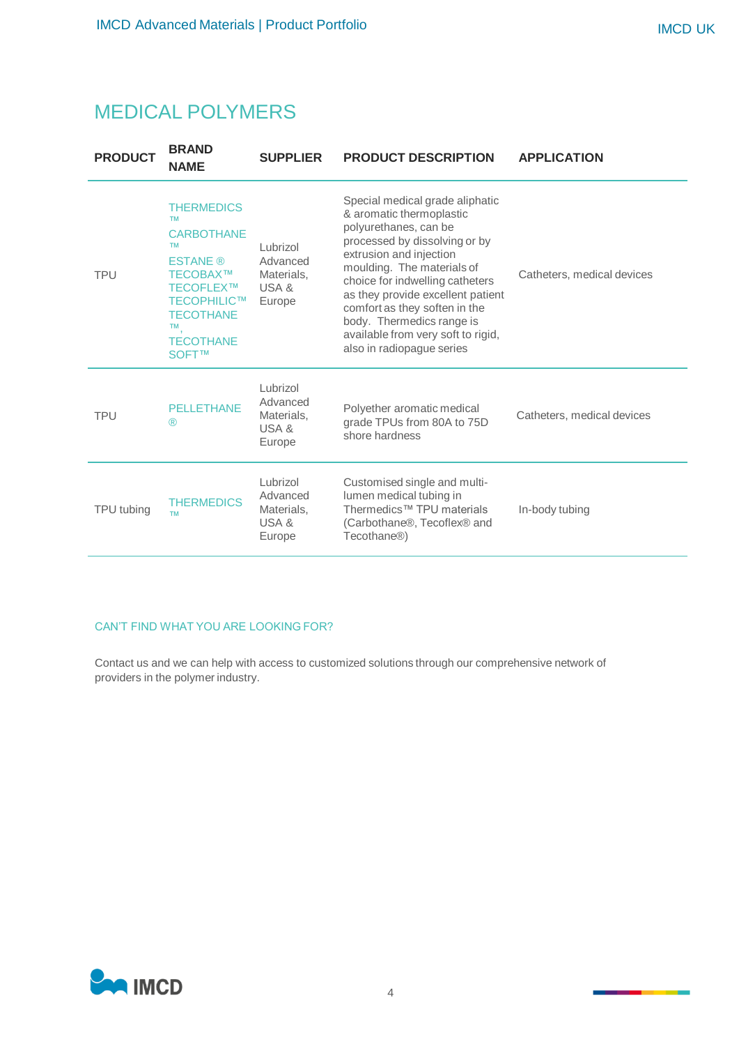# MEDICAL POLYMERS

| PRODUCT | BRAND NAME | SUPPLIER | PRODUCT DESCRIPTION | APPLICATION |
|---|---|---|---|---|
| TPU | THERMEDICS ™ CARBOTHANE ™ ESTANE ® TECOBAX™ TECOFLEX™ TECOPHILIC™ TECOTHANE ™, TECOTHANE SOFT™ | Lubrizol Advanced Materials, USA & Europe | Special medical grade aliphatic & aromatic thermoplastic polyurethanes, can be processed by dissolving or by extrusion and injection moulding. The materials of choice for indwelling catheters as they provide excellent patient comfort as they soften in the body. Thermedics range is available from very soft to rigid, also in radiopague series | Catheters, medical devices |
| TPU | PELLETHANE ® | Lubrizol Advanced Materials, USA & Europe | Polyether aromatic medical grade TPUs from 80A to 75D shore hardness | Catheters, medical devices |
| TPU tubing | THERMEDICS ™ | Lubrizol Advanced Materials, USA & Europe | Customised single and multi-lumen medical tubing in Thermedics™ TPU materials (Carbothane®, Tecoflex® and Tecothane®) | In-body tubing |

CAN'T FIND WHAT YOU ARE LOOKING FOR?

Contact us and we can help with access to customized solutions through our comprehensive network of providers in the polymer industry.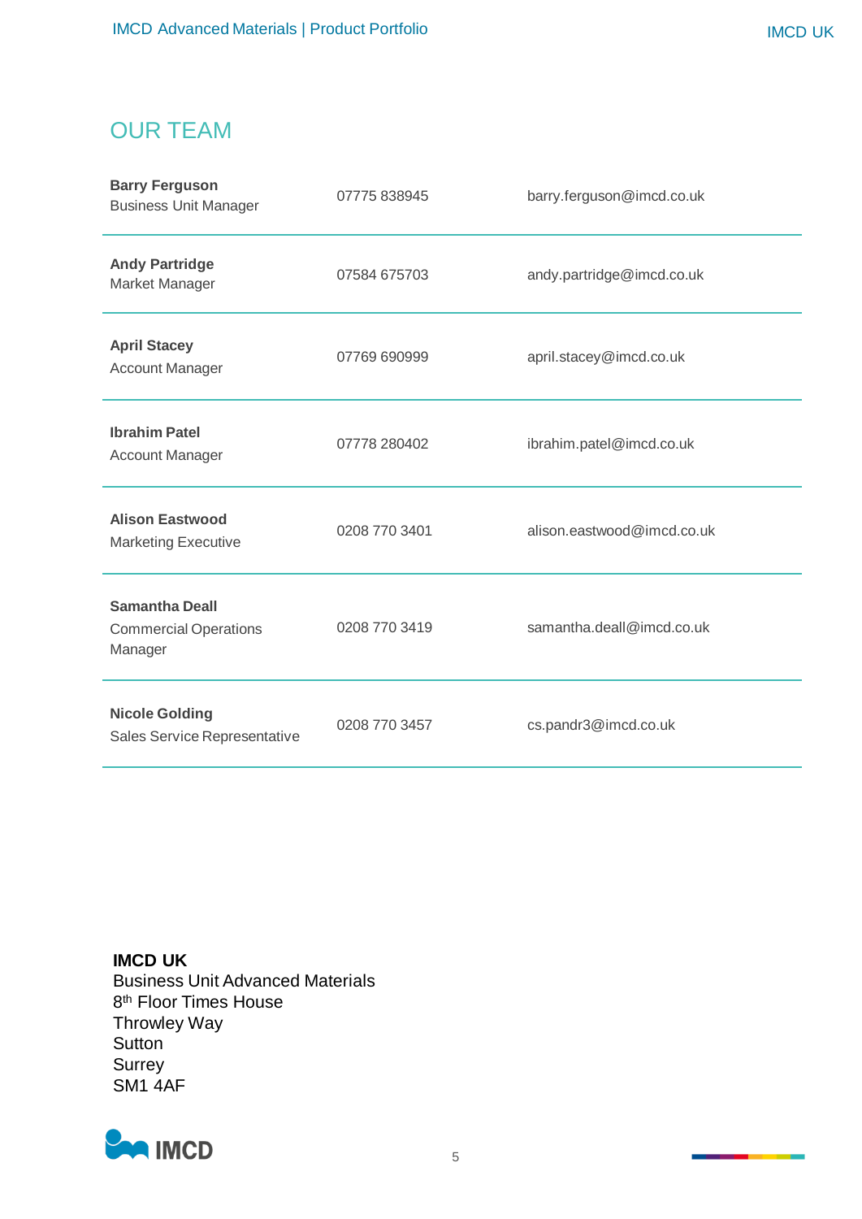## OUR TEAM

| | | |
|---|---|---|
| **Barry Ferguson**<br>Business Unit Manager | 07775 838945 | barry.ferguson@imcd.co.uk |
| **Andy Partridge**<br>Market Manager | 07584 675703 | andy.partridge@imcd.co.uk |
| **April Stacey**<br>Account Manager | 07769 690999 | april.stacey@imcd.co.uk |
| **Ibrahim Patel**<br>Account Manager | 07778 280402 | ibrahim.patel@imcd.co.uk |
| **Alison Eastwood**<br>Marketing Executive | 0208 770 3401 | alison.eastwood@imcd.co.uk |
| **Samantha Deall**<br>Commercial Operations Manager | 0208 770 3419 | samantha.deall@imcd.co.uk |
| **Nicole Golding**<br>Sales Service Representative | 0208 770 3457 | cs.pandr3@imcd.co.uk |

**IMCD UK**
Business Unit Advanced Materials
8th Floor Times House
Throwley Way
Sutton
Surrey
SM1 4AF